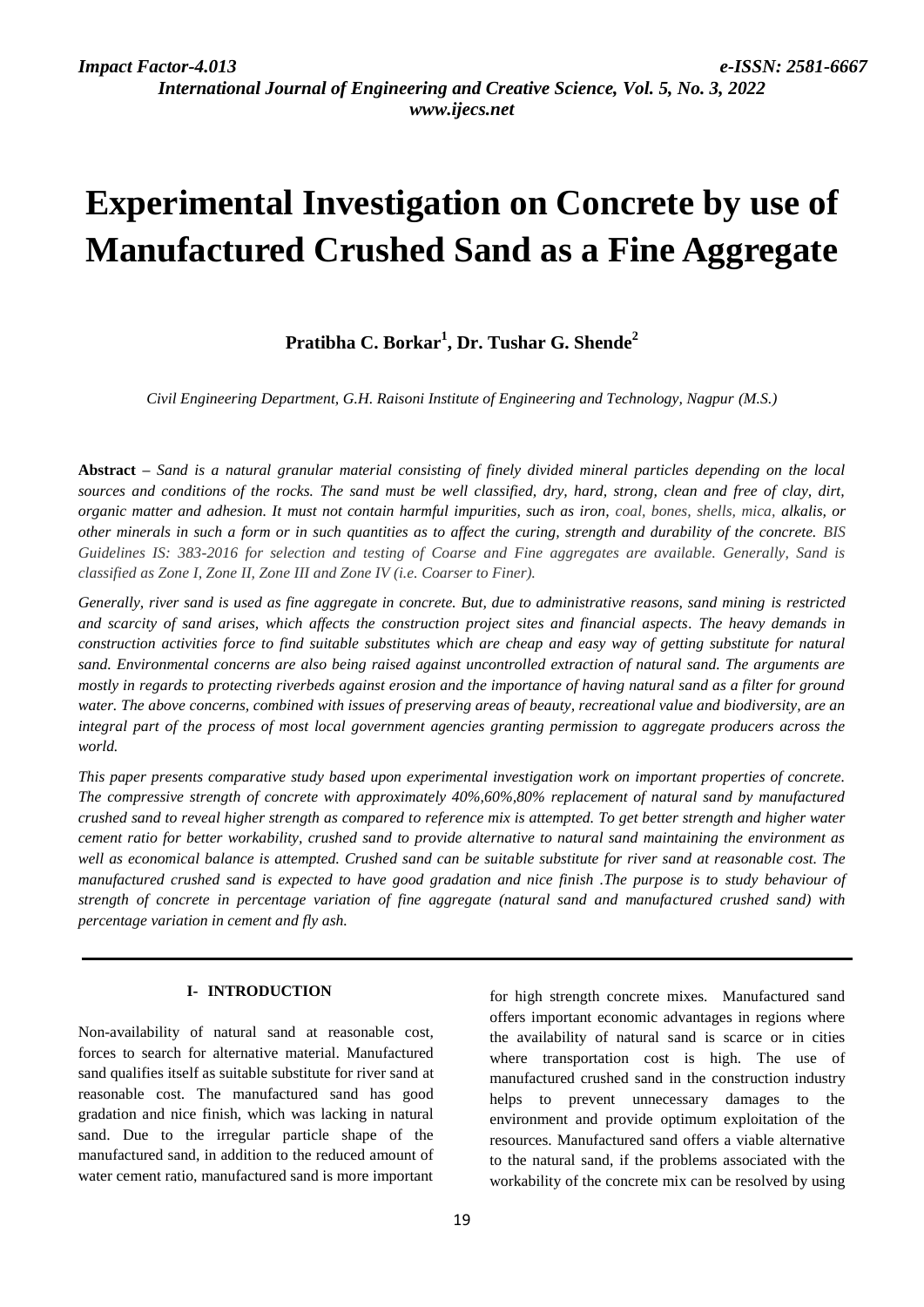# Experimental Investigation on Concrete by use of Manufactured Crushed Sand as a Fine Aggregate

**Pratibha C. Borkar[1], Dr. Tushar G. Shende[2]**

*Civil Engineering Department, G.H. Raisoni Institute of Engineering and Technology, Nagpur (M.S.)*

**Abstract** – *Sand is a natural granular material consisting of finely divided mineral particles depending on the local sources and conditions of the rocks. The sand must be well classified, dry, hard, strong, clean and free of clay, dirt, organic matter and adhesion. It must not contain harmful impurities, such as iron, coal, bones, shells, mica, alkalis, or other minerals in such a form or in such quantities as to affect the curing, strength and durability of the concrete. BIS Guidelines IS: 383-2016 for selection and testing of Coarse and Fine aggregates are available. Generally, Sand is classified as Zone I, Zone II, Zone III and Zone IV (i.e. Coarser to Finer).*

*Generally, river sand is used as fine aggregate in concrete. But, due to administrative reasons, sand mining is restricted and scarcity of sand arises, which affects the construction project sites and financial aspects. The heavy demands in construction activities force to find suitable substitutes which are cheap and easy way of getting substitute for natural sand. Environmental concerns are also being raised against uncontrolled extraction of natural sand. The arguments are mostly in regards to protecting riverbeds against erosion and the importance of having natural sand as a filter for ground water. The above concerns, combined with issues of preserving areas of beauty, recreational value and biodiversity, are an integral part of the process of most local government agencies granting permission to aggregate producers across the world.*

*This paper presents comparative study based upon experimental investigation work on important properties of concrete. The compressive strength of concrete with approximately 40%,60%,80% replacement of natural sand by manufactured crushed sand to reveal higher strength as compared to reference mix is attempted. To get better strength and higher water cement ratio for better workability, crushed sand to provide alternative to natural sand maintaining the environment as well as economical balance is attempted. Crushed sand can be suitable substitute for river sand at reasonable cost. The manufactured crushed sand is expected to have good gradation and nice finish .The purpose is to study behaviour of strength of concrete in percentage variation of fine aggregate (natural sand and manufactured crushed sand) with percentage variation in cement and fly ash.*

## I- INTRODUCTION

Non-availability of natural sand at reasonable cost, forces to search for alternative material. Manufactured sand qualifies itself as suitable substitute for river sand at reasonable cost. The manufactured sand has good gradation and nice finish, which was lacking in natural sand. Due to the irregular particle shape of the manufactured sand, in addition to the reduced amount of water cement ratio, manufactured sand is more important for high strength concrete mixes. Manufactured sand offers important economic advantages in regions where the availability of natural sand is scarce or in cities where transportation cost is high. The use of manufactured crushed sand in the construction industry helps to prevent unnecessary damages to the environment and provide optimum exploitation of the resources. Manufactured sand offers a viable alternative to the natural sand, if the problems associated with the workability of the concrete mix can be resolved by using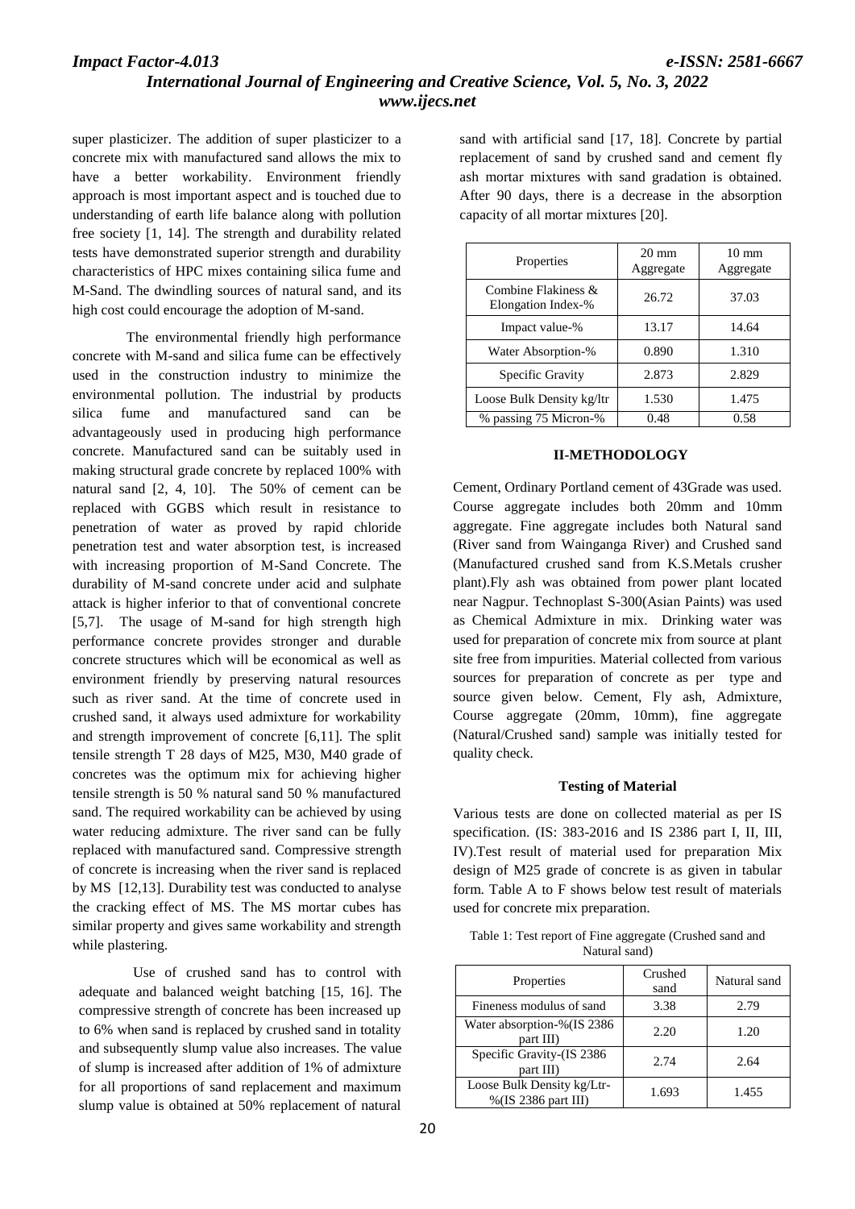super plasticizer. The addition of super plasticizer to a concrete mix with manufactured sand allows the mix to have a better workability. Environment friendly approach is most important aspect and is touched due to understanding of earth life balance along with pollution free society [1, 14]. The strength and durability related tests have demonstrated superior strength and durability characteristics of HPC mixes containing silica fume and M-Sand. The dwindling sources of natural sand, and its high cost could encourage the adoption of M-sand.

The environmental friendly high performance concrete with M-sand and silica fume can be effectively used in the construction industry to minimize the environmental pollution. The industrial by products silica fume and manufactured sand can be advantageously used in producing high performance concrete. Manufactured sand can be suitably used in making structural grade concrete by replaced 100% with natural sand [2, 4, 10]. The 50% of cement can be replaced with GGBS which result in resistance to penetration of water as proved by rapid chloride penetration test and water absorption test, is increased with increasing proportion of M-Sand Concrete. The durability of M-sand concrete under acid and sulphate attack is higher inferior to that of conventional concrete [5,7]. The usage of M-sand for high strength high performance concrete provides stronger and durable concrete structures which will be economical as well as environment friendly by preserving natural resources such as river sand. At the time of concrete used in crushed sand, it always used admixture for workability and strength improvement of concrete [6,11]. The split tensile strength T 28 days of M25, M30, M40 grade of concretes was the optimum mix for achieving higher tensile strength is 50 % natural sand 50 % manufactured sand. The required workability can be achieved by using water reducing admixture. The river sand can be fully replaced with manufactured sand. Compressive strength of concrete is increasing when the river sand is replaced by MS [12,13]. Durability test was conducted to analyse the cracking effect of MS. The MS mortar cubes has similar property and gives same workability and strength while plastering.

Use of crushed sand has to control with adequate and balanced weight batching [15, 16]. The compressive strength of concrete has been increased up to 6% when sand is replaced by crushed sand in totality and subsequently slump value also increases. The value of slump is increased after addition of 1% of admixture for all proportions of sand replacement and maximum slump value is obtained at 50% replacement of natural sand with artificial sand [17, 18]. Concrete by partial replacement of sand by crushed sand and cement fly ash mortar mixtures with sand gradation is obtained. After 90 days, there is a decrease in the absorption capacity of all mortar mixtures [20].

| Properties | 20 mm Aggregate | 10 mm Aggregate |
|---|---|---|
| Combine Flakiness & Elongation Index-% | 26.72 | 37.03 |
| Impact value-% | 13.17 | 14.64 |
| Water Absorption-% | 0.890 | 1.310 |
| Specific Gravity | 2.873 | 2.829 |
| Loose Bulk Density kg/ltr | 1.530 | 1.475 |
| % passing 75 Micron-% | 0.48 | 0.58 |

## II-METHODOLOGY

Cement, Ordinary Portland cement of 43Grade was used. Course aggregate includes both 20mm and 10mm aggregate. Fine aggregate includes both Natural sand (River sand from Wainganga River) and Crushed sand (Manufactured crushed sand from K.S.Metals crusher plant).Fly ash was obtained from power plant located near Nagpur. Technoplast S-300(Asian Paints) was used as Chemical Admixture in mix. Drinking water was used for preparation of concrete mix from source at plant site free from impurities. Material collected from various sources for preparation of concrete as per type and source given below. Cement, Fly ash, Admixture, Course aggregate (20mm, 10mm), fine aggregate (Natural/Crushed sand) sample was initially tested for quality check.

### Testing of Material

Various tests are done on collected material as per IS specification. (IS: 383-2016 and IS 2386 part I, II, III, IV).Test result of material used for preparation Mix design of M25 grade of concrete is as given in tabular form. Table A to F shows below test result of materials used for concrete mix preparation.

Table 1: Test report of Fine aggregate (Crushed sand and Natural sand)

| Properties | Crushed sand | Natural sand |
|---|---|---|
| Fineness modulus of sand | 3.38 | 2.79 |
| Water absorption-%(IS 2386 part III) | 2.20 | 1.20 |
| Specific Gravity-(IS 2386 part III) | 2.74 | 2.64 |
| Loose Bulk Density kg/Ltr-%(IS 2386 part III) | 1.693 | 1.455 |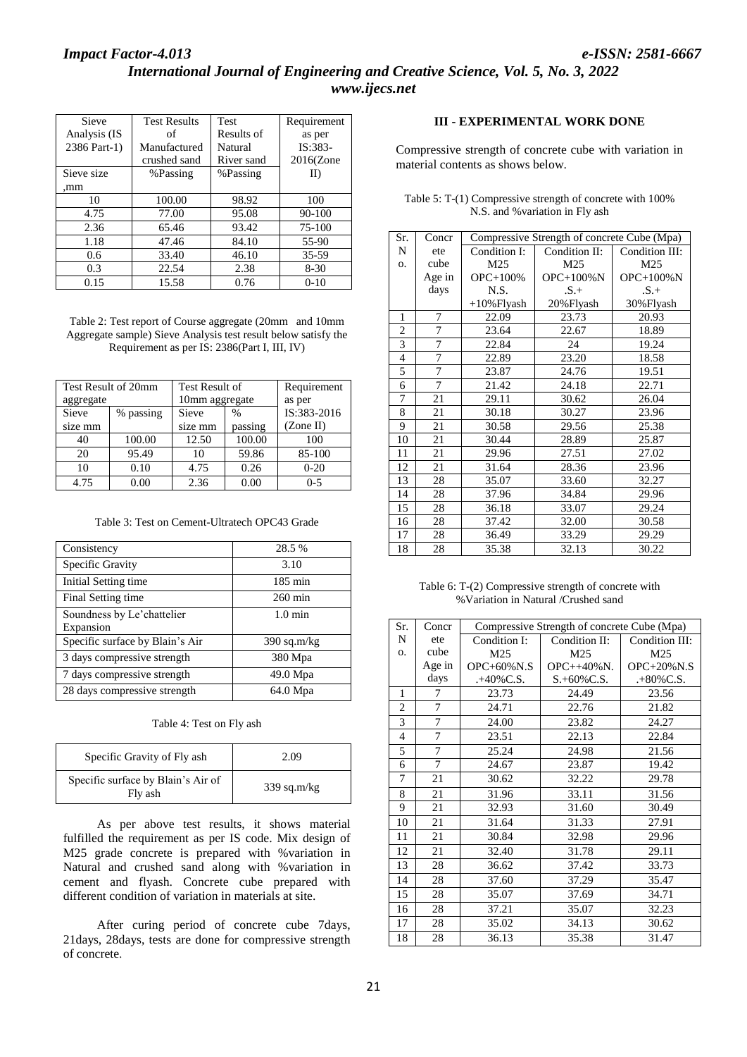| Sieve Analysis (IS 2386 Part-1) | Test Results of Manufactured crushed sand | Test Results of Natural River sand | Requirement as per IS:383-2016(Zone II) |
|---|---|---|---|
| Sieve size ,mm | %Passing | %Passing | |
| 10 | 100.00 | 98.92 | 100 |
| 4.75 | 77.00 | 95.08 | 90-100 |
| 2.36 | 65.46 | 93.42 | 75-100 |
| 1.18 | 47.46 | 84.10 | 55-90 |
| 0.6 | 33.40 | 46.10 | 35-59 |
| 0.3 | 22.54 | 2.38 | 8-30 |
| 0.15 | 15.58 | 0.76 | 0-10 |

Table 2: Test report of Course aggregate (20mm and 10mm Aggregate sample) Sieve Analysis test result below satisfy the Requirement as per IS: 2386(Part I, III, IV)

| Test Result of 20mm aggregate | | Test Result of 10mm aggregate | | Requirement as per IS:383-2016 (Zone II) |
|---|---|---|---|---|
| Sieve size mm | % passing | Sieve size mm | % passing | |
| 40 | 100.00 | 12.50 | 100.00 | 100 |
| 20 | 95.49 | 10 | 59.86 | 85-100 |
| 10 | 0.10 | 4.75 | 0.26 | 0-20 |
| 4.75 | 0.00 | 2.36 | 0.00 | 0-5 |

Table 3: Test on Cement-Ultratech OPC43 Grade

| | |
|---|---|
| Consistency | 28.5 % |
| Specific Gravity | 3.10 |
| Initial Setting time | 185 min |
| Final Setting time | 260 min |
| Soundness by Le'chattelier Expansion | 1.0 min |
| Specific surface by Blain's Air | 390 sq.m/kg |
| 3 days compressive strength | 380 Mpa |
| 7 days compressive strength | 49.0 Mpa |
| 28 days compressive strength | 64.0 Mpa |

Table 4: Test on Fly ash

| | |
|---|---|
| Specific Gravity of Fly ash | 2.09 |
| Specific surface by Blain's Air of Fly ash | 339 sq.m/kg |

As per above test results, it shows material fulfilled the requirement as per IS code. Mix design of M25 grade concrete is prepared with %variation in Natural and crushed sand along with %variation in cement and flyash. Concrete cube prepared with different condition of variation in materials at site.

After curing period of concrete cube 7days, 21days, 28days, tests are done for compressive strength of concrete.

## III - EXPERIMENTAL WORK DONE

Compressive strength of concrete cube with variation in material contents as shows below.

Table 5: T-(1) Compressive strength of concrete with 100% N.S. and %variation in Fly ash

| Sr. No. | Concrete cube Age in days | Compressive Strength of concrete Cube (Mpa) | | |
|---|---|---|---|---|
| | | Condition I: M25 OPC+100% N.S. +10%Flyash | Condition II: M25 OPC+100%N .S.+ 20%Flyash | Condition III: M25 OPC+100%N .S.+ 30%Flyash |
| 1 | 7 | 22.09 | 23.73 | 20.93 |
| 2 | 7 | 23.64 | 22.67 | 18.89 |
| 3 | 7 | 22.84 | 24 | 19.24 |
| 4 | 7 | 22.89 | 23.20 | 18.58 |
| 5 | 7 | 23.87 | 24.76 | 19.51 |
| 6 | 7 | 21.42 | 24.18 | 22.71 |
| 7 | 21 | 29.11 | 30.62 | 26.04 |
| 8 | 21 | 30.18 | 30.27 | 23.96 |
| 9 | 21 | 30.58 | 29.56 | 25.38 |
| 10 | 21 | 30.44 | 28.89 | 25.87 |
| 11 | 21 | 29.96 | 27.51 | 27.02 |
| 12 | 21 | 31.64 | 28.36 | 23.96 |
| 13 | 28 | 35.07 | 33.60 | 32.27 |
| 14 | 28 | 37.96 | 34.84 | 29.96 |
| 15 | 28 | 36.18 | 33.07 | 29.24 |
| 16 | 28 | 37.42 | 32.00 | 30.58 |
| 17 | 28 | 36.49 | 33.29 | 29.29 |
| 18 | 28 | 35.38 | 32.13 | 30.22 |

Table 6: T-(2) Compressive strength of concrete with %Variation in Natural /Crushed sand

| Sr. No. | Concrete cube Age in days | Compressive Strength of concrete Cube (Mpa) | | |
|---|---|---|---|---|
| | | Condition I: M25 OPC+60%N.S .+40%C.S. | Condition II: M25 OPC++40%N. S.+60%C.S. | Condition III: M25 OPC+20%N.S .+80%C.S. |
| 1 | 7 | 23.73 | 24.49 | 23.56 |
| 2 | 7 | 24.71 | 22.76 | 21.82 |
| 3 | 7 | 24.00 | 23.82 | 24.27 |
| 4 | 7 | 23.51 | 22.13 | 22.84 |
| 5 | 7 | 25.24 | 24.98 | 21.56 |
| 6 | 7 | 24.67 | 23.87 | 19.42 |
| 7 | 21 | 30.62 | 32.22 | 29.78 |
| 8 | 21 | 31.96 | 33.11 | 31.56 |
| 9 | 21 | 32.93 | 31.60 | 30.49 |
| 10 | 21 | 31.64 | 31.33 | 27.91 |
| 11 | 21 | 30.84 | 32.98 | 29.96 |
| 12 | 21 | 32.40 | 31.78 | 29.11 |
| 13 | 28 | 36.62 | 37.42 | 33.73 |
| 14 | 28 | 37.60 | 37.29 | 35.47 |
| 15 | 28 | 35.07 | 37.69 | 34.71 |
| 16 | 28 | 37.21 | 35.07 | 32.23 |
| 17 | 28 | 35.02 | 34.13 | 30.62 |
| 18 | 28 | 36.13 | 35.38 | 31.47 |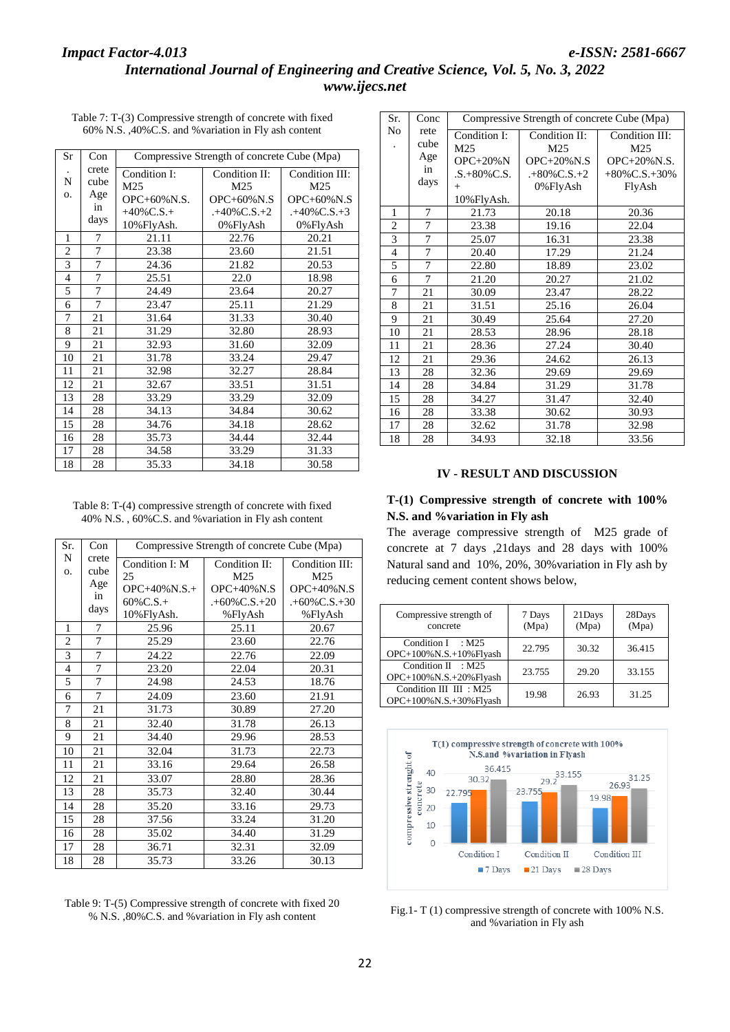Table 7: T-(3) Compressive strength of concrete with fixed 60% N.S. ,40%C.S. and %variation in Fly ash content

| Sr. No. | Concrete cube Age in days | Compressive Strength of concrete Cube (Mpa) | | |
|---|---|---|---|---|
| | | Condition I: M25 OPC+60%N.S. +40%C.S.+ 10%FlyAsh. | Condition II: M25 OPC+60%N.S .+40%C.S.+2 0%FlyAsh | Condition III: M25 OPC+60%N.S .+40%C.S.+3 0%FlyAsh |
| 1 | 7 | 21.11 | 22.76 | 20.21 |
| 2 | 7 | 23.38 | 23.60 | 21.51 |
| 3 | 7 | 24.36 | 21.82 | 20.53 |
| 4 | 7 | 25.51 | 22.0 | 18.98 |
| 5 | 7 | 24.49 | 23.64 | 20.27 |
| 6 | 7 | 23.47 | 25.11 | 21.29 |
| 7 | 21 | 31.64 | 31.33 | 30.40 |
| 8 | 21 | 31.29 | 32.80 | 28.93 |
| 9 | 21 | 32.93 | 31.60 | 32.09 |
| 10 | 21 | 31.78 | 33.24 | 29.47 |
| 11 | 21 | 32.98 | 32.27 | 28.84 |
| 12 | 21 | 32.67 | 33.51 | 31.51 |
| 13 | 28 | 33.29 | 33.29 | 32.09 |
| 14 | 28 | 34.13 | 34.84 | 30.62 |
| 15 | 28 | 34.76 | 34.18 | 28.62 |
| 16 | 28 | 35.73 | 34.44 | 32.44 |
| 17 | 28 | 34.58 | 33.29 | 31.33 |
| 18 | 28 | 35.33 | 34.18 | 30.58 |

Table 8: T-(4) compressive strength of concrete with fixed 40% N.S. , 60%C.S. and %variation in Fly ash content

| Sr. No. | Concrete cube Age in days | Compressive Strength of concrete Cube (Mpa) | | |
|---|---|---|---|---|
| | | Condition I: M 25 OPC+40%N.S.+ 60%C.S.+ 10%FlyAsh. | Condition II: M25 OPC+40%N.S .+60%C.S.+20 %FlyAsh | Condition III: M25 OPC+40%N.S .+60%C.S.+30 %FlyAsh |
| 1 | 7 | 25.96 | 25.11 | 20.67 |
| 2 | 7 | 25.29 | 23.60 | 22.76 |
| 3 | 7 | 24.22 | 22.76 | 22.09 |
| 4 | 7 | 23.20 | 22.04 | 20.31 |
| 5 | 7 | 24.98 | 24.53 | 18.76 |
| 6 | 7 | 24.09 | 23.60 | 21.91 |
| 7 | 21 | 31.73 | 30.89 | 27.20 |
| 8 | 21 | 32.40 | 31.78 | 26.13 |
| 9 | 21 | 34.40 | 29.96 | 28.53 |
| 10 | 21 | 32.04 | 31.73 | 22.73 |
| 11 | 21 | 33.16 | 29.64 | 26.58 |
| 12 | 21 | 33.07 | 28.80 | 28.36 |
| 13 | 28 | 35.73 | 32.40 | 30.44 |
| 14 | 28 | 35.20 | 33.16 | 29.73 |
| 15 | 28 | 37.56 | 33.24 | 31.20 |
| 16 | 28 | 35.02 | 34.40 | 31.29 |
| 17 | 28 | 36.71 | 32.31 | 32.09 |
| 18 | 28 | 35.73 | 33.26 | 30.13 |

Table 9: T-(5) Compressive strength of concrete with fixed 20 % N.S. ,80%C.S. and %variation in Fly ash content

| Sr. No. | Concrete cube Age in days | Compressive Strength of concrete Cube (Mpa) | | |
|---|---|---|---|---|
| | | Condition I: M25 OPC+20%N .S.+80%C.S. + 10%FlyAsh. | Condition II: M25 OPC+20%N.S .+80%C.S.+2 0%FlyAsh | Condition III: M25 OPC+20%N.S. +80%C.S.+30% FlyAsh |
| 1 | 7 | 21.73 | 20.18 | 20.36 |
| 2 | 7 | 23.38 | 19.16 | 22.04 |
| 3 | 7 | 25.07 | 16.31 | 23.38 |
| 4 | 7 | 20.40 | 17.29 | 21.24 |
| 5 | 7 | 22.80 | 18.89 | 23.02 |
| 6 | 7 | 21.20 | 20.27 | 21.02 |
| 7 | 21 | 30.09 | 23.47 | 28.22 |
| 8 | 21 | 31.51 | 25.16 | 26.04 |
| 9 | 21 | 30.49 | 25.64 | 27.20 |
| 10 | 21 | 28.53 | 28.96 | 28.18 |
| 11 | 21 | 28.36 | 27.24 | 30.40 |
| 12 | 21 | 29.36 | 24.62 | 26.13 |
| 13 | 28 | 32.36 | 29.69 | 29.69 |
| 14 | 28 | 34.84 | 31.29 | 31.78 |
| 15 | 28 | 34.27 | 31.47 | 32.40 |
| 16 | 28 | 33.38 | 30.62 | 30.93 |
| 17 | 28 | 32.62 | 31.78 | 32.98 |
| 18 | 28 | 34.93 | 32.18 | 33.56 |

## IV - RESULT AND DISCUSSION

### T-(1) Compressive strength of concrete with 100% N.S. and %variation in Fly ash

The average compressive strength of M25 grade of concrete at 7 days ,21days and 28 days with 100% Natural sand and 10%, 20%, 30%variation in Fly ash by reducing cement content shows below,

| Compressive strength of concrete | 7 Days (Mpa) | 21Days (Mpa) | 28Days (Mpa) |
|---|---|---|---|
| Condition I : M25 OPC+100%N.S.+10%Flyash | 22.795 | 30.32 | 36.415 |
| Condition II : M25 OPC+100%N.S.+20%Flyash | 23.755 | 29.20 | 33.155 |
| Condition III III : M25 OPC+100%N.S.+30%Flyash | 19.98 | 26.93 | 31.25 |

Fig.1- T (1) compressive strength of concrete with 100% N.S. and %variation in Fly ash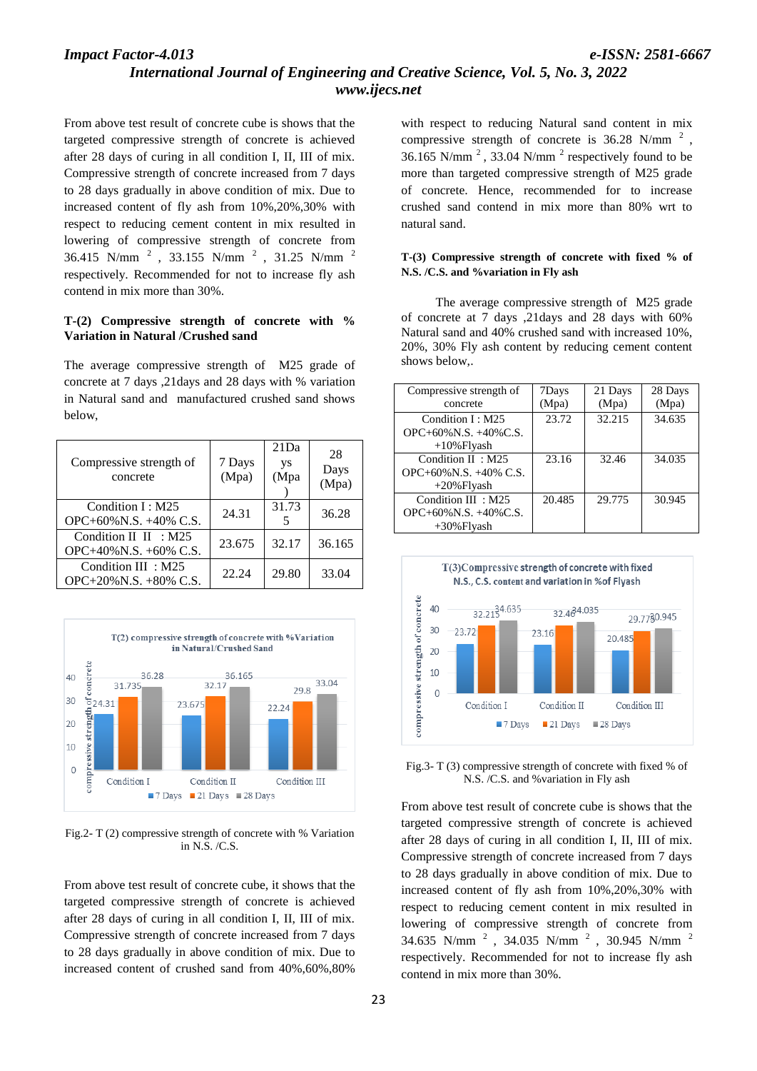From above test result of concrete cube is shows that the targeted compressive strength of concrete is achieved after 28 days of curing in all condition I, II, III of mix. Compressive strength of concrete increased from 7 days to 28 days gradually in above condition of mix. Due to increased content of fly ash from 10%,20%,30% with respect to reducing cement content in mix resulted in lowering of compressive strength of concrete from 36.415 N/mm $^2$ , 33.155 N/mm $^2$ , 31.25 N/mm $^2$ respectively. Recommended for not to increase fly ash contend in mix more than 30%.

**T-(2) Compressive strength of concrete with % Variation in Natural /Crushed sand**

The average compressive strength of M25 grade of concrete at 7 days ,21days and 28 days with % variation in Natural sand and manufactured crushed sand shows below,

| Compressive strength of concrete | 7 Days (Mpa) | 21Days (Mpa) | 28 Days (Mpa) |
|---|---|---|---|
| Condition I : M25 OPC+60%N.S. +40% C.S. | 24.31 | 31.735 | 36.28 |
| Condition II II : M25 OPC+40%N.S. +60% C.S. | 23.675 | 32.17 | 36.165 |
| Condition III : M25 OPC+20%N.S. +80% C.S. | 22.24 | 29.80 | 33.04 |

Fig.2- T (2) compressive strength of concrete with % Variation in N.S. /C.S.

From above test result of concrete cube, it shows that the targeted compressive strength of concrete is achieved after 28 days of curing in all condition I, II, III of mix. Compressive strength of concrete increased from 7 days to 28 days gradually in above condition of mix. Due to increased content of crushed sand from 40%,60%,80% with respect to reducing Natural sand content in mix compressive strength of concrete is 36.28 N/mm $^2$ , 36.165 N/mm $^2$ , 33.04 N/mm $^2$ respectively found to be more than targeted compressive strength of M25 grade of concrete. Hence, recommended for to increase crushed sand contend in mix more than 80% wrt to natural sand.

**T-(3) Compressive strength of concrete with fixed % of N.S. /C.S. and %variation in Fly ash**

The average compressive strength of M25 grade of concrete at 7 days ,21days and 28 days with 60% Natural sand and 40% crushed sand with increased 10%, 20%, 30% Fly ash content by reducing cement content shows below,.

| Compressive strength of concrete | 7Days (Mpa) | 21 Days (Mpa) | 28 Days (Mpa) |
|---|---|---|---|
| Condition I : M25 OPC+60%N.S. +40%C.S. +10%Flyash | 23.72 | 32.215 | 34.635 |
| Condition II : M25 OPC+60%N.S. +40% C.S. +20%Flyash | 23.16 | 32.46 | 34.035 |
| Condition III : M25 OPC+60%N.S. +40%C.S. +30%Flyash | 20.485 | 29.775 | 30.945 |

Fig.3- T (3) compressive strength of concrete with fixed % of N.S. /C.S. and %variation in Fly ash

From above test result of concrete cube is shows that the targeted compressive strength of concrete is achieved after 28 days of curing in all condition I, II, III of mix. Compressive strength of concrete increased from 7 days to 28 days gradually in above condition of mix. Due to increased content of fly ash from 10%,20%,30% with respect to reducing cement content in mix resulted in lowering of compressive strength of concrete from 34.635 N/mm $^2$ , 34.035 N/mm $^2$ , 30.945 N/mm $^2$ respectively. Recommended for not to increase fly ash contend in mix more than 30%.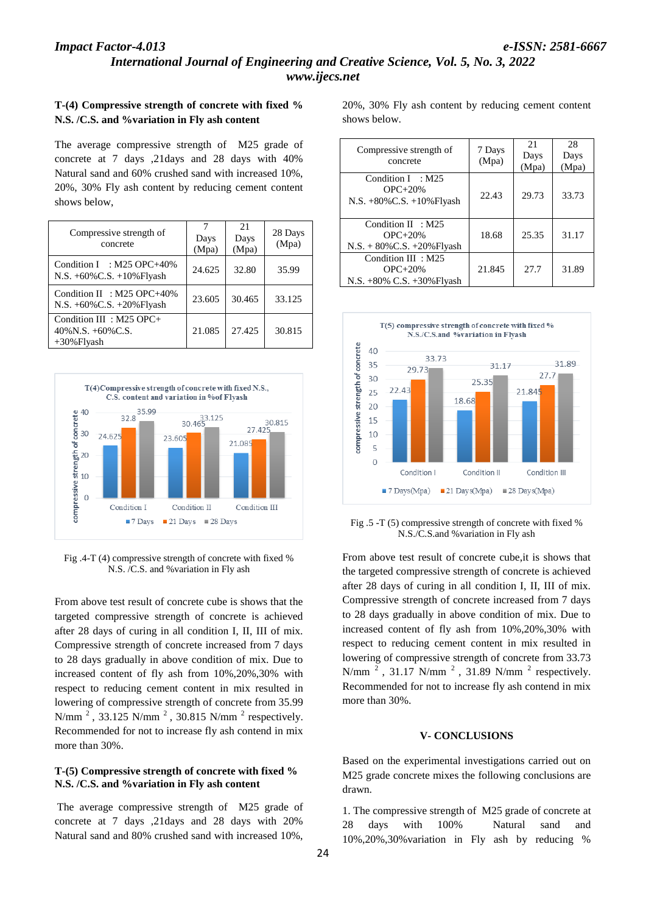**T-(4) Compressive strength of concrete with fixed % N.S. /C.S. and %variation in Fly ash content**

The average compressive strength of M25 grade of concrete at 7 days ,21days and 28 days with 40% Natural sand and 60% crushed sand with increased 10%, 20%, 30% Fly ash content by reducing cement content shows below,

| Compressive strength of concrete | 7 Days (Mpa) | 21 Days (Mpa) | 28 Days (Mpa) |
|---|---|---|---|
| Condition I : M25 OPC+40% N.S. +60%C.S. +10%Flyash | 24.625 | 32.80 | 35.99 |
| Condition II : M25 OPC+40% N.S. +60%C.S. +20%Flyash | 23.605 | 30.465 | 33.125 |
| Condition III : M25 OPC+ 40%N.S. +60%C.S. +30%Flyash | 21.085 | 27.425 | 30.815 |

Fig .4-T (4) compressive strength of concrete with fixed % N.S. /C.S. and %variation in Fly ash

From above test result of concrete cube is shows that the targeted compressive strength of concrete is achieved after 28 days of curing in all condition I, II, III of mix. Compressive strength of concrete increased from 7 days to 28 days gradually in above condition of mix. Due to increased content of fly ash from 10%,20%,30% with respect to reducing cement content in mix resulted in lowering of compressive strength of concrete from 35.99 N/mm $^2$ , 33.125 N/mm $^2$ , 30.815 N/mm $^2$ respectively. Recommended for not to increase fly ash contend in mix more than 30%.

**T-(5) Compressive strength of concrete with fixed % N.S. /C.S. and %variation in Fly ash content**

The average compressive strength of M25 grade of concrete at 7 days ,21days and 28 days with 20% Natural sand and 80% crushed sand with increased 10%, 20%, 30% Fly ash content by reducing cement content shows below.

| Compressive strength of concrete | 7 Days (Mpa) | 21 Days (Mpa) | 28 Days (Mpa) |
|---|---|---|---|
| Condition I : M25 OPC+20% N.S. +80%C.S. +10%Flyash | 22.43 | 29.73 | 33.73 |
| Condition II : M25 OPC+20% N.S. + 80%C.S. +20%Flyash | 18.68 | 25.35 | 31.17 |
| Condition III : M25 OPC+20% N.S. +80% C.S. +30%Flyash | 21.845 | 27.7 | 31.89 |

Fig .5 -T (5) compressive strength of concrete with fixed % N.S./C.S.and %variation in Fly ash

From above test result of concrete cube,it is shows that the targeted compressive strength of concrete is achieved after 28 days of curing in all condition I, II, III of mix. Compressive strength of concrete increased from 7 days to 28 days gradually in above condition of mix. Due to increased content of fly ash from 10%,20%,30% with respect to reducing cement content in mix resulted in lowering of compressive strength of concrete from 33.73 N/mm $^2$ , 31.17 N/mm $^2$ , 31.89 N/mm $^2$ respectively. Recommended for not to increase fly ash contend in mix more than 30%.

## V- CONCLUSIONS

Based on the experimental investigations carried out on M25 grade concrete mixes the following conclusions are drawn.

1. The compressive strength of M25 grade of concrete at 28 days with 100% Natural sand and 10%,20%,30%variation in Fly ash by reducing %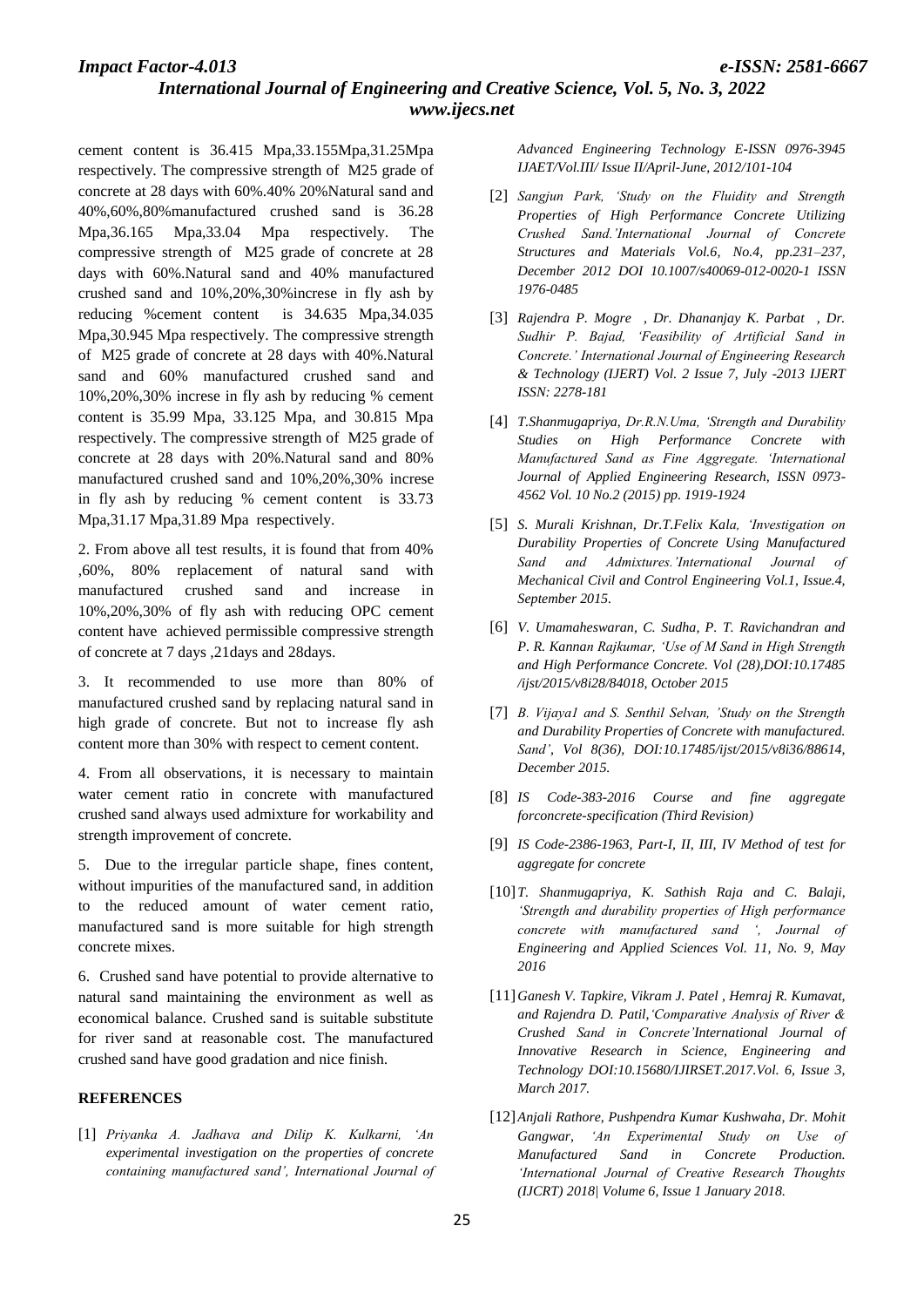cement content is 36.415 Mpa,33.155Mpa,31.25Mpa respectively. The compressive strength of M25 grade of concrete at 28 days with 60%.40% 20%Natural sand and 40%,60%,80%manufactured crushed sand is 36.28 Mpa,36.165 Mpa,33.04 Mpa respectively. The compressive strength of M25 grade of concrete at 28 days with 60%.Natural sand and 40% manufactured crushed sand and 10%,20%,30%increse in fly ash by reducing %cement content is 34.635 Mpa,34.035 Mpa,30.945 Mpa respectively. The compressive strength of M25 grade of concrete at 28 days with 40%.Natural sand and 60% manufactured crushed sand and 10%,20%,30% increse in fly ash by reducing % cement content is 35.99 Mpa, 33.125 Mpa, and 30.815 Mpa respectively. The compressive strength of M25 grade of concrete at 28 days with 20%.Natural sand and 80% manufactured crushed sand and 10%,20%,30% increse in fly ash by reducing % cement content is 33.73 Mpa,31.17 Mpa,31.89 Mpa respectively.

2. From above all test results, it is found that from 40% ,60%, 80% replacement of natural sand with manufactured crushed sand and increase in 10%,20%,30% of fly ash with reducing OPC cement content have achieved permissible compressive strength of concrete at 7 days ,21days and 28days.

3. It recommended to use more than 80% of manufactured crushed sand by replacing natural sand in high grade of concrete. But not to increase fly ash content more than 30% with respect to cement content.

4. From all observations, it is necessary to maintain water cement ratio in concrete with manufactured crushed sand always used admixture for workability and strength improvement of concrete.

5. Due to the irregular particle shape, fines content, without impurities of the manufactured sand, in addition to the reduced amount of water cement ratio, manufactured sand is more suitable for high strength concrete mixes.

6. Crushed sand have potential to provide alternative to natural sand maintaining the environment as well as economical balance. Crushed sand is suitable substitute for river sand at reasonable cost. The manufactured crushed sand have good gradation and nice finish.

## REFERENCES

[1] *Priyanka A. Jadhava and Dilip K. Kulkarni, 'An experimental investigation on the properties of concrete containing manufactured sand', International Journal of Advanced Engineering Technology E-ISSN 0976-3945 IJAET/Vol.III/ Issue II/April-June, 2012/101-104*

[2] *Sangjun Park, 'Study on the Fluidity and Strength Properties of High Performance Concrete Utilizing Crushed Sand.'International Journal of Concrete Structures and Materials Vol.6, No.4, pp.231–237, December 2012 DOI 10.1007/s40069-012-0020-1 ISSN 1976-0485*

[3] *Rajendra P. Mogre , Dr. Dhananjay K. Parbat , Dr. Sudhir P. Bajad, 'Feasibility of Artificial Sand in Concrete.' International Journal of Engineering Research & Technology (IJERT) Vol. 2 Issue 7, July -2013 IJERT ISSN: 2278-181*

[4] *T.Shanmugapriya, Dr.R.N.Uma, 'Strength and Durability Studies on High Performance Concrete with Manufactured Sand as Fine Aggregate. 'International Journal of Applied Engineering Research, ISSN 0973-4562 Vol. 10 No.2 (2015) pp. 1919-1924*

[5] *S. Murali Krishnan, Dr.T.Felix Kala, 'Investigation on Durability Properties of Concrete Using Manufactured Sand and Admixtures.'International Journal of Mechanical Civil and Control Engineering Vol.1, Issue.4, September 2015.*

[6] *V. Umamaheswaran, C. Sudha, P. T. Ravichandran and P. R. Kannan Rajkumar, 'Use of M Sand in High Strength and High Performance Concrete. Vol (28),DOI:10.17485 /ijst/2015/v8i28/84018, October 2015*

[7] *B. Vijaya1 and S. Senthil Selvan, 'Study on the Strength and Durability Properties of Concrete with manufactured. Sand', Vol 8(36), DOI:10.17485/ijst/2015/v8i36/88614, December 2015.*

[8] *IS Code-383-2016 Course and fine aggregate forconcrete-specification (Third Revision)*

[9] *IS Code-2386-1963, Part-I, II, III, IV Method of test for aggregate for concrete*

[10] *T. Shanmugapriya, K. Sathish Raja and C. Balaji, 'Strength and durability properties of High performance concrete with manufactured sand ', Journal of Engineering and Applied Sciences Vol. 11, No. 9, May 2016*

[11] *Ganesh V. Tapkire, Vikram J. Patel , Hemraj R. Kumavat, and Rajendra D. Patil,'Comparative Analysis of River & Crushed Sand in Concrete'International Journal of Innovative Research in Science, Engineering and Technology DOI:10.15680/IJIRSET.2017.Vol. 6, Issue 3, March 2017.*

[12] *Anjali Rathore, Pushpendra Kumar Kushwaha, Dr. Mohit Gangwar, 'An Experimental Study on Use of Manufactured Sand in Concrete Production. 'International Journal of Creative Research Thoughts (IJCRT) 2018| Volume 6, Issue 1 January 2018.*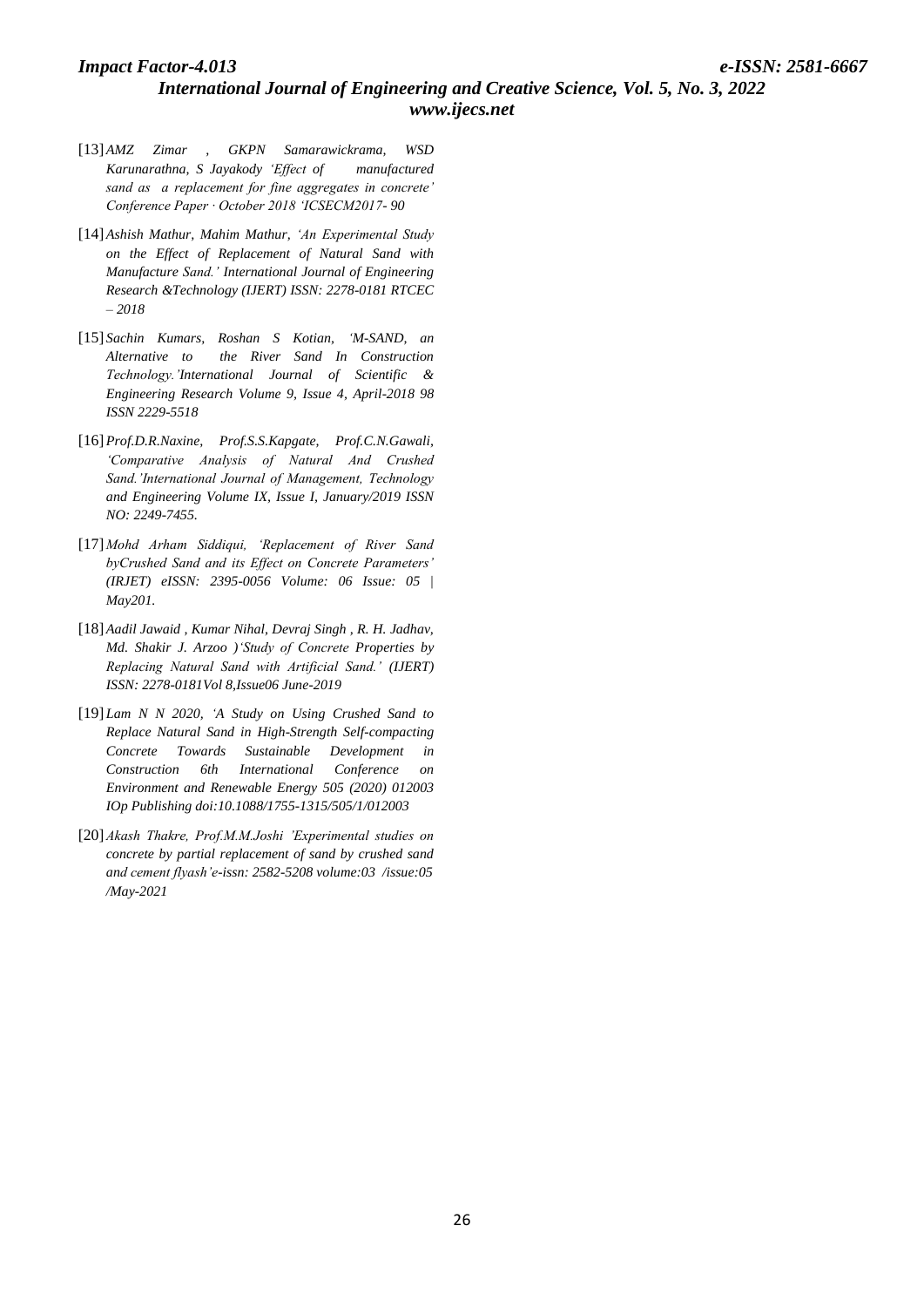[13] *AMZ Zimar , GKPN Samarawickrama, WSD Karunarathna, S Jayakody 'Effect of manufactured sand as a replacement for fine aggregates in concrete' Conference Paper · October 2018 'ICSECM2017- 90*

[14] *Ashish Mathur, Mahim Mathur, 'An Experimental Study on the Effect of Replacement of Natural Sand with Manufacture Sand.' International Journal of Engineering Research &Technology (IJERT) ISSN: 2278-0181 RTCEC – 2018*

[15] *Sachin Kumars, Roshan S Kotian, 'M-SAND, an Alternative to the River Sand In Construction Technology.'International Journal of Scientific & Engineering Research Volume 9, Issue 4, April-2018 98 ISSN 2229-5518*

[16] *Prof.D.R.Naxine, Prof.S.S.Kapgate, Prof.C.N.Gawali, 'Comparative Analysis of Natural And Crushed Sand.'International Journal of Management, Technology and Engineering Volume IX, Issue I, January/2019 ISSN NO: 2249-7455.*

[17] *Mohd Arham Siddiqui, 'Replacement of River Sand byCrushed Sand and its Effect on Concrete Parameters' (IRJET) eISSN: 2395-0056 Volume: 06 Issue: 05 | May201.*

[18] *Aadil Jawaid , Kumar Nihal, Devraj Singh , R. H. Jadhav, Md. Shakir J. Arzoo )'Study of Concrete Properties by Replacing Natural Sand with Artificial Sand.' (IJERT) ISSN: 2278-0181Vol 8,Issue06 June-2019*

[19] *Lam N N 2020, 'A Study on Using Crushed Sand to Replace Natural Sand in High-Strength Self-compacting Concrete Towards Sustainable Development in Construction 6th International Conference on Environment and Renewable Energy 505 (2020) 012003 IOp Publishing doi:10.1088/1755-1315/505/1/012003*

[20] *Akash Thakre, Prof.M.M.Joshi 'Experimental studies on concrete by partial replacement of sand by crushed sand and cement flyash'e-issn: 2582-5208 volume:03 /issue:05 /May-2021*